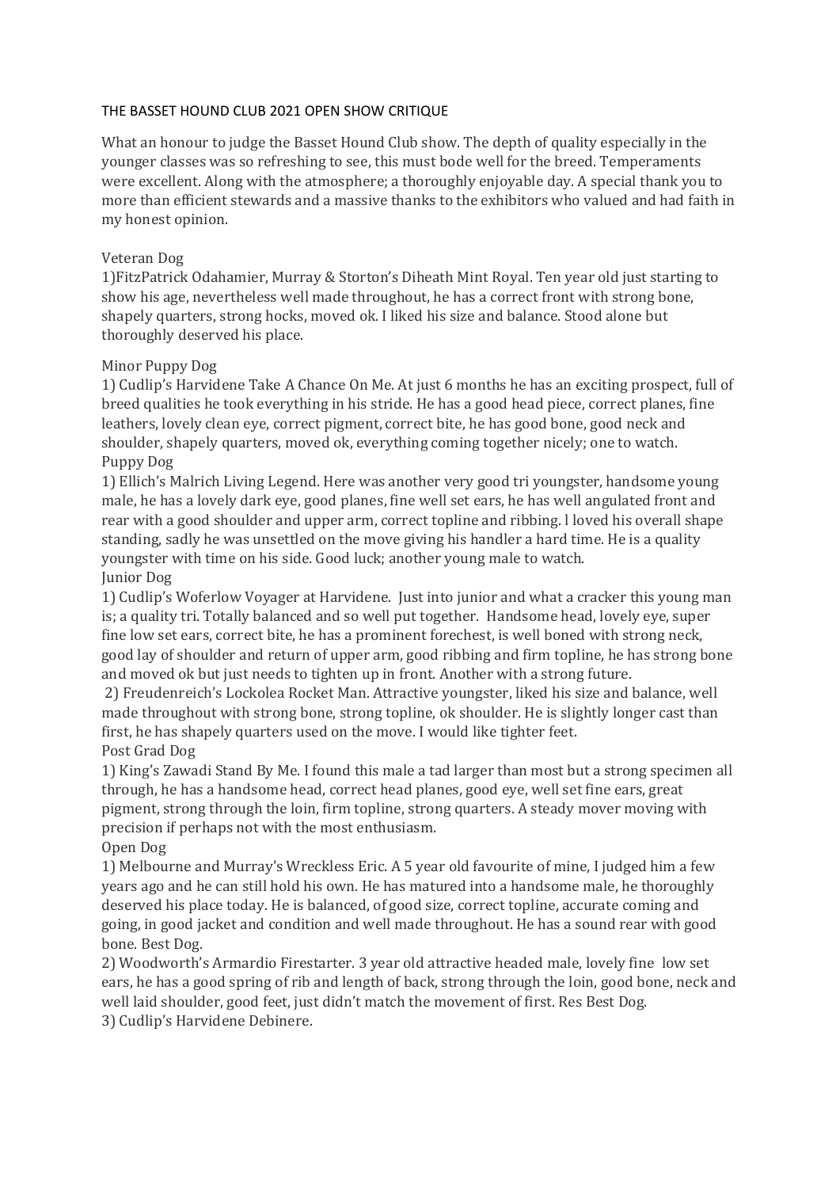# THE BASSET HOUND CLUB 2021 OPEN SHOW CRITIQUE

What an honour to judge the Basset Hound Club show. The depth of quality especially in the younger classes was so refreshing to see, this must bode well for the breed. Temperaments were excellent. Along with the atmosphere; a thoroughly enjoyable day. A special thank you to more than efficient stewards and a massive thanks to the exhibitors who valued and had faith in my honest opinion.

## Veteran Dog

1)FitzPatrick Odahamier, Murray & Storton's Diheath Mint Royal. Ten year old just starting to show his age, nevertheless well made throughout, he has a correct front with strong bone, shapely quarters, strong hocks, moved ok. I liked his size and balance. Stood alone but thoroughly deserved his place.

## Minor Puppy Dog

1) Cudlip's Harvidene Take A Chance On Me. At just 6 months he has an exciting prospect, full of breed qualities he took everything in his stride. He has a good head piece, correct planes, fine leathers, lovely clean eye, correct pigment, correct bite, he has good bone, good neck and shoulder, shapely quarters, moved ok, everything coming together nicely; one to watch.

## Puppy Dog

1) Ellich's Malrich Living Legend. Here was another very good tri youngster, handsome young male, he has a lovely dark eye, good planes, fine well set ears, he has well angulated front and rear with a good shoulder and upper arm, correct topline and ribbing. l loved his overall shape standing, sadly he was unsettled on the move giving his handler a hard time. He is a quality youngster with time on his side. Good luck; another young male to watch.

## Junior Dog

1) Cudlip's Woferlow Voyager at Harvidene. Just into junior and what a cracker this young man is; a quality tri. Totally balanced and so well put together. Handsome head, lovely eye, super fine low set ears, correct bite, he has a prominent forechest, is well boned with strong neck, good lay of shoulder and return of upper arm, good ribbing and firm topline, he has strong bone and moved ok but just needs to tighten up in front. Another with a strong future.

2) Freudenreich's Lockolea Rocket Man. Attractive youngster, liked his size and balance, well made throughout with strong bone, strong topline, ok shoulder. He is slightly longer cast than first, he has shapely quarters used on the move. I would like tighter feet.

## Post Grad Dog

1) King's Zawadi Stand By Me. I found this male a tad larger than most but a strong specimen all through, he has a handsome head, correct head planes, good eye, well set fine ears, great pigment, strong through the loin, firm topline, strong quarters. A steady mover moving with precision if perhaps not with the most enthusiasm.

## Open Dog

1) Melbourne and Murray's Wreckless Eric. A 5 year old favourite of mine, I judged him a few years ago and he can still hold his own. He has matured into a handsome male, he thoroughly deserved his place today. He is balanced, of good size, correct topline, accurate coming and going, in good jacket and condition and well made throughout. He has a sound rear with good bone. Best Dog.

2) Woodworth's Armardio Firestarter. 3 year old attractive headed male, lovely fine low set ears, he has a good spring of rib and length of back, strong through the loin, good bone, neck and well laid shoulder, good feet, just didn't match the movement of first. Res Best Dog.

3) Cudlip's Harvidene Debinere.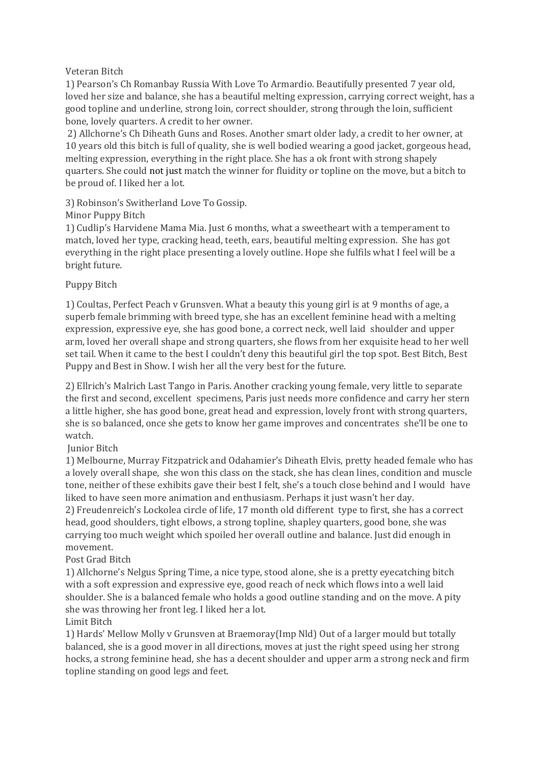Veteran Bitch

1) Pearson's Ch Romanbay Russia With Love To Armardio. Beautifully presented 7 year old, loved her size and balance, she has a beautiful melting expression, carrying correct weight, has a good topline and underline, strong loin, correct shoulder, strong through the loin, sufficient bone, lovely quarters. A credit to her owner.

2) Allchorne's Ch Diheath Guns and Roses. Another smart older lady, a credit to her owner, at 10 years old this bitch is full of quality, she is well bodied wearing a good jacket, gorgeous head, melting expression, everything in the right place. She has a ok front with strong shapely quarters. She could not just match the winner for fluidity or topline on the move, but a bitch to be proud of. I liked her a lot.

3) Robinson's Switherland Love To Gossip.

Minor Puppy Bitch

1) Cudlip's Harvidene Mama Mia. Just 6 months, what a sweetheart with a temperament to match, loved her type, cracking head, teeth, ears, beautiful melting expression. She has got everything in the right place presenting a lovely outline. Hope she fulfils what I feel will be a bright future.

Puppy Bitch

1) Coultas, Perfect Peach v Grunsven. What a beauty this young girl is at 9 months of age, a superb female brimming with breed type, she has an excellent feminine head with a melting expression, expressive eye, she has good bone, a correct neck, well laid shoulder and upper arm, loved her overall shape and strong quarters, she flows from her exquisite head to her well set tail. When it came to the best I couldn't deny this beautiful girl the top spot. Best Bitch, Best Puppy and Best in Show. I wish her all the very best for the future.

2) Ellrich's Malrich Last Tango in Paris. Another cracking young female, very little to separate the first and second, excellent specimens, Paris just needs more confidence and carry her stern a little higher, she has good bone, great head and expression, lovely front with strong quarters, she is so balanced, once she gets to know her game improves and concentrates she'll be one to watch.

Junior Bitch

1) Melbourne, Murray Fitzpatrick and Odahamier's Diheath Elvis, pretty headed female who has a lovely overall shape, she won this class on the stack, she has clean lines, condition and muscle tone, neither of these exhibits gave their best I felt, she's a touch close behind and I would have liked to have seen more animation and enthusiasm. Perhaps it just wasn't her day.

2) Freudenreich's Lockolea circle of life, 17 month old different type to first, she has a correct head, good shoulders, tight elbows, a strong topline, shapley quarters, good bone, she was carrying too much weight which spoiled her overall outline and balance. Just did enough in movement.

Post Grad Bitch

1) Allchorne's Nelgus Spring Time, a nice type, stood alone, she is a pretty eyecatching bitch with a soft expression and expressive eye, good reach of neck which flows into a well laid shoulder. She is a balanced female who holds a good outline standing and on the move. A pity she was throwing her front leg. I liked her a lot.

Limit Bitch

1) Hards' Mellow Molly v Grunsven at Braemoray(Imp Nld) Out of a larger mould but totally balanced, she is a good mover in all directions, moves at just the right speed using her strong hocks, a strong feminine head, she has a decent shoulder and upper arm a strong neck and firm topline standing on good legs and feet.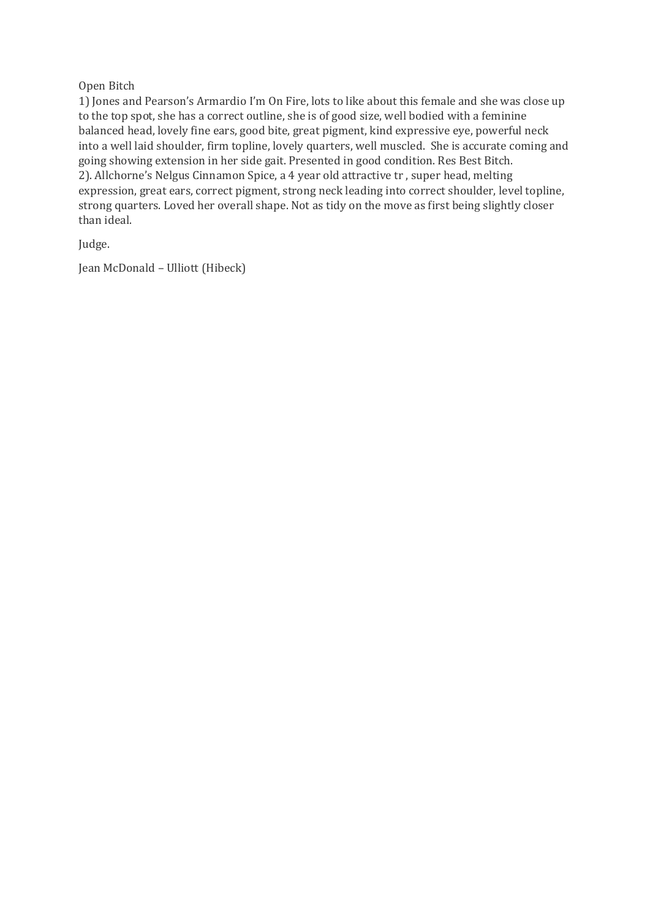Open Bitch

1) Jones and Pearson's Armardio I'm On Fire, lots to like about this female and she was close up to the top spot, she has a correct outline, she is of good size, well bodied with a feminine balanced head, lovely fine ears, good bite, great pigment, kind expressive eye, powerful neck into a well laid shoulder, firm topline, lovely quarters, well muscled. She is accurate coming and going showing extension in her side gait. Presented in good condition. Res Best Bitch.

2). Allchorne's Nelgus Cinnamon Spice, a 4 year old attractive tr , super head, melting expression, great ears, correct pigment, strong neck leading into correct shoulder, level topline, strong quarters. Loved her overall shape. Not as tidy on the move as first being slightly closer than ideal.

Judge.

Jean McDonald – Ulliott (Hibeck)